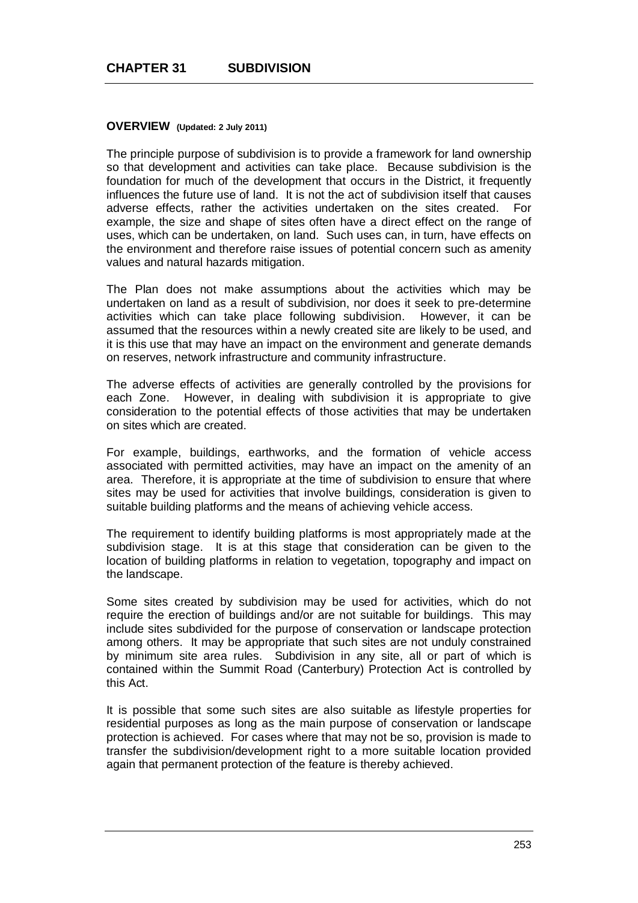# CHAPTER 31 SUBDIVISION

## OVERVIEW (Updated: 2 July 2011)

The principle purpose of subdivision is to provide a framework for land ownership so that development and activities can take place. Because subdivision is the foundation for much of the development that occurs in the District, it frequently influences the future use of land. It is not the act of subdivision itself that causes adverse effects, rather the activities undertaken on the sites created. For example, the size and shape of sites often have a direct effect on the range of uses, which can be undertaken, on land. Such uses can, in turn, have effects on the environment and therefore raise issues of potential concern such as amenity values and natural hazards mitigation.

The Plan does not make assumptions about the activities which may be undertaken on land as a result of subdivision, nor does it seek to pre-determine activities which can take place following subdivision. However, it can be assumed that the resources within a newly created site are likely to be used, and it is this use that may have an impact on the environment and generate demands on reserves, network infrastructure and community infrastructure.

The adverse effects of activities are generally controlled by the provisions for each Zone. However, in dealing with subdivision it is appropriate to give consideration to the potential effects of those activities that may be undertaken on sites which are created.

For example, buildings, earthworks, and the formation of vehicle access associated with permitted activities, may have an impact on the amenity of an area. Therefore, it is appropriate at the time of subdivision to ensure that where sites may be used for activities that involve buildings, consideration is given to suitable building platforms and the means of achieving vehicle access.

The requirement to identify building platforms is most appropriately made at the subdivision stage. It is at this stage that consideration can be given to the location of building platforms in relation to vegetation, topography and impact on the landscape.

Some sites created by subdivision may be used for activities, which do not require the erection of buildings and/or are not suitable for buildings. This may include sites subdivided for the purpose of conservation or landscape protection among others. It may be appropriate that such sites are not unduly constrained by minimum site area rules. Subdivision in any site, all or part of which is contained within the Summit Road (Canterbury) Protection Act is controlled by this Act.

It is possible that some such sites are also suitable as lifestyle properties for residential purposes as long as the main purpose of conservation or landscape protection is achieved. For cases where that may not be so, provision is made to transfer the subdivision/development right to a more suitable location provided again that permanent protection of the feature is thereby achieved.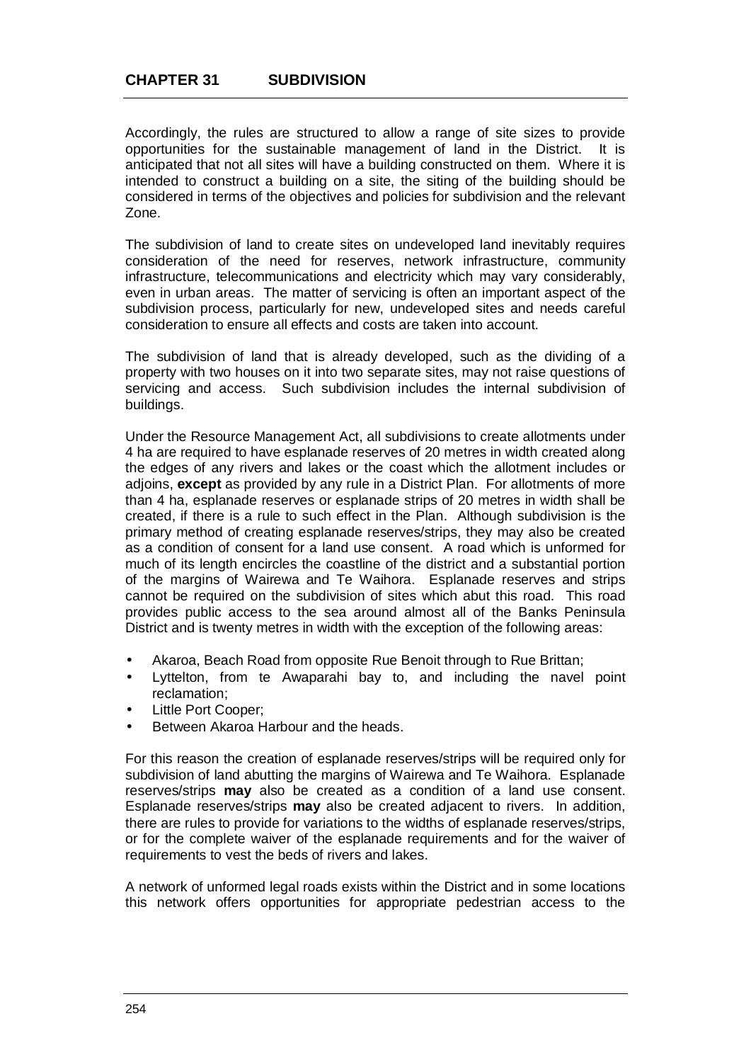Accordingly, the rules are structured to allow a range of site sizes to provide opportunities for the sustainable management of land in the District. It is anticipated that not all sites will have a building constructed on them. Where it is intended to construct a building on a site, the siting of the building should be considered in terms of the objectives and policies for subdivision and the relevant Zone.

The subdivision of land to create sites on undeveloped land inevitably requires consideration of the need for reserves, network infrastructure, community infrastructure, telecommunications and electricity which may vary considerably, even in urban areas. The matter of servicing is often an important aspect of the subdivision process, particularly for new, undeveloped sites and needs careful consideration to ensure all effects and costs are taken into account.

The subdivision of land that is already developed, such as the dividing of a property with two houses on it into two separate sites, may not raise questions of servicing and access. Such subdivision includes the internal subdivision of buildings.

Under the Resource Management Act, all subdivisions to create allotments under 4 ha are required to have esplanade reserves of 20 metres in width created along the edges of any rivers and lakes or the coast which the allotment includes or adjoins, **except** as provided by any rule in a District Plan. For allotments of more than 4 ha, esplanade reserves or esplanade strips of 20 metres in width shall be created, if there is a rule to such effect in the Plan. Although subdivision is the primary method of creating esplanade reserves/strips, they may also be created as a condition of consent for a land use consent. A road which is unformed for much of its length encircles the coastline of the district and a substantial portion of the margins of Wairewa and Te Waihora. Esplanade reserves and strips cannot be required on the subdivision of sites which abut this road. This road provides public access to the sea around almost all of the Banks Peninsula District and is twenty metres in width with the exception of the following areas:

- Akaroa, Beach Road from opposite Rue Benoit through to Rue Brittan;
- Lyttelton, from te Awaparahi bay to, and including the navel point reclamation;
- Little Port Cooper;
- Between Akaroa Harbour and the heads.

For this reason the creation of esplanade reserves/strips will be required only for subdivision of land abutting the margins of Wairewa and Te Waihora. Esplanade reserves/strips **may** also be created as a condition of a land use consent. Esplanade reserves/strips **may** also be created adjacent to rivers. In addition, there are rules to provide for variations to the widths of esplanade reserves/strips, or for the complete waiver of the esplanade requirements and for the waiver of requirements to vest the beds of rivers and lakes.

A network of unformed legal roads exists within the District and in some locations this network offers opportunities for appropriate pedestrian access to the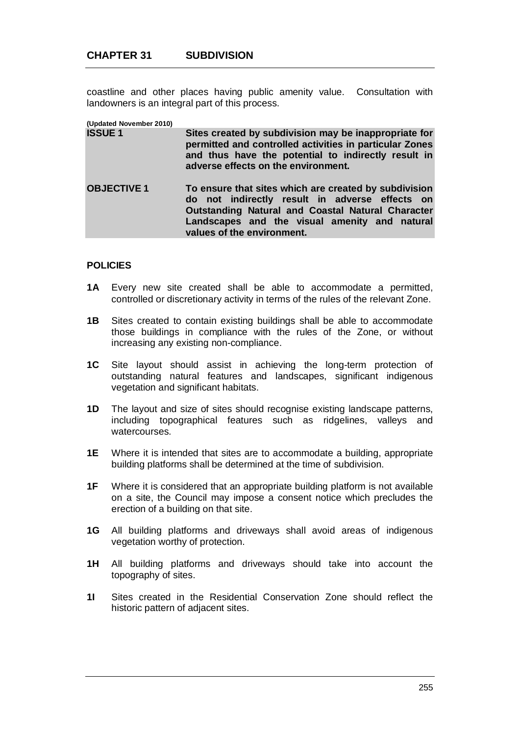coastline and other places having public amenity value. Consultation with landowners is an integral part of this process.

**(Updated November 2010)**

| | |
|---|---|
| **ISSUE 1** | **Sites created by subdivision may be inappropriate for permitted and controlled activities in particular Zones and thus have the potential to indirectly result in adverse effects on the environment.** |
| **OBJECTIVE 1** | **To ensure that sites which are created by subdivision do not indirectly result in adverse effects on Outstanding Natural and Coastal Natural Character Landscapes and the visual amenity and natural values of the environment.** |

**POLICIES**

**1A** Every new site created shall be able to accommodate a permitted, controlled or discretionary activity in terms of the rules of the relevant Zone.

**1B** Sites created to contain existing buildings shall be able to accommodate those buildings in compliance with the rules of the Zone, or without increasing any existing non-compliance.

**1C** Site layout should assist in achieving the long-term protection of outstanding natural features and landscapes, significant indigenous vegetation and significant habitats.

**1D** The layout and size of sites should recognise existing landscape patterns, including topographical features such as ridgelines, valleys and watercourses.

**1E** Where it is intended that sites are to accommodate a building, appropriate building platforms shall be determined at the time of subdivision.

**1F** Where it is considered that an appropriate building platform is not available on a site, the Council may impose a consent notice which precludes the erection of a building on that site.

**1G** All building platforms and driveways shall avoid areas of indigenous vegetation worthy of protection.

**1H** All building platforms and driveways should take into account the topography of sites.

**1I** Sites created in the Residential Conservation Zone should reflect the historic pattern of adjacent sites.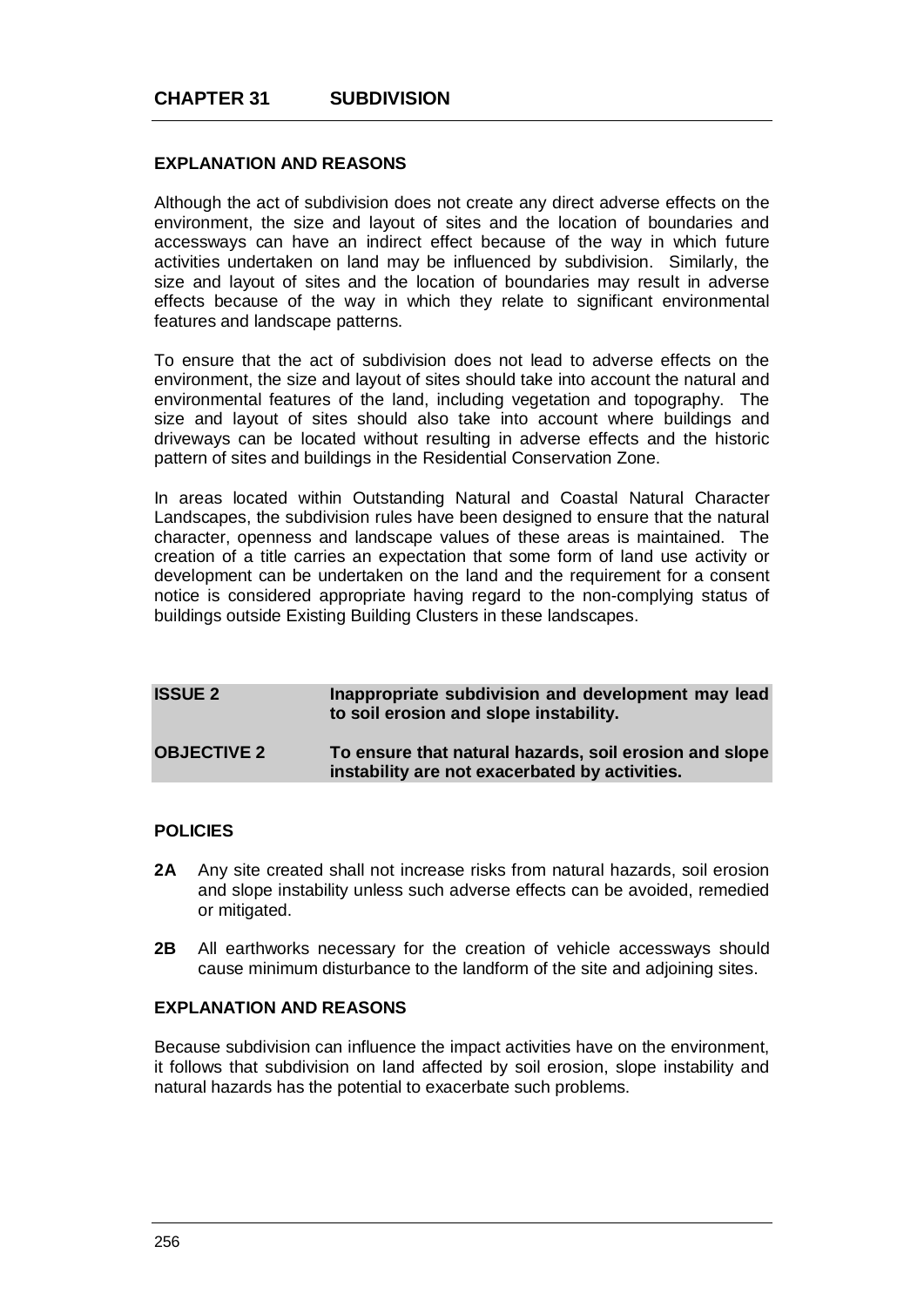# CHAPTER 31 SUBDIVISION

### EXPLANATION AND REASONS

Although the act of subdivision does not create any direct adverse effects on the environment, the size and layout of sites and the location of boundaries and accessways can have an indirect effect because of the way in which future activities undertaken on land may be influenced by subdivision. Similarly, the size and layout of sites and the location of boundaries may result in adverse effects because of the way in which they relate to significant environmental features and landscape patterns.

To ensure that the act of subdivision does not lead to adverse effects on the environment, the size and layout of sites should take into account the natural and environmental features of the land, including vegetation and topography. The size and layout of sites should also take into account where buildings and driveways can be located without resulting in adverse effects and the historic pattern of sites and buildings in the Residential Conservation Zone.

In areas located within Outstanding Natural and Coastal Natural Character Landscapes, the subdivision rules have been designed to ensure that the natural character, openness and landscape values of these areas is maintained. The creation of a title carries an expectation that some form of land use activity or development can be undertaken on the land and the requirement for a consent notice is considered appropriate having regard to the non-complying status of buildings outside Existing Building Clusters in these landscapes.

| | |
|---|---|
| **ISSUE 2** | **Inappropriate subdivision and development may lead to soil erosion and slope instability.** |
| **OBJECTIVE 2** | **To ensure that natural hazards, soil erosion and slope instability are not exacerbated by activities.** |

### POLICIES

**2A** Any site created shall not increase risks from natural hazards, soil erosion and slope instability unless such adverse effects can be avoided, remedied or mitigated.

**2B** All earthworks necessary for the creation of vehicle accessways should cause minimum disturbance to the landform of the site and adjoining sites.

### EXPLANATION AND REASONS

Because subdivision can influence the impact activities have on the environment, it follows that subdivision on land affected by soil erosion, slope instability and natural hazards has the potential to exacerbate such problems.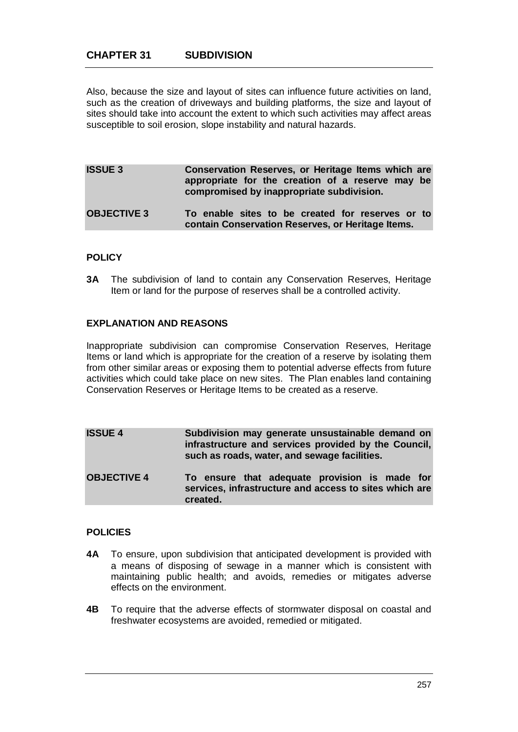Also, because the size and layout of sites can influence future activities on land, such as the creation of driveways and building platforms, the size and layout of sites should take into account the extent to which such activities may affect areas susceptible to soil erosion, slope instability and natural hazards.

| **ISSUE 3** | **Conservation Reserves, or Heritage Items which are appropriate for the creation of a reserve may be compromised by inappropriate subdivision.** |
|---|---|
| **OBJECTIVE 3** | **To enable sites to be created for reserves or to contain Conservation Reserves, or Heritage Items.** |

### POLICY

**3A** The subdivision of land to contain any Conservation Reserves, Heritage Item or land for the purpose of reserves shall be a controlled activity.

### EXPLANATION AND REASONS

Inappropriate subdivision can compromise Conservation Reserves, Heritage Items or land which is appropriate for the creation of a reserve by isolating them from other similar areas or exposing them to potential adverse effects from future activities which could take place on new sites. The Plan enables land containing Conservation Reserves or Heritage Items to be created as a reserve.

| **ISSUE 4** | **Subdivision may generate unsustainable demand on infrastructure and services provided by the Council, such as roads, water, and sewage facilities.** |
|---|---|
| **OBJECTIVE 4** | **To ensure that adequate provision is made for services, infrastructure and access to sites which are created.** |

### POLICIES

**4A** To ensure, upon subdivision that anticipated development is provided with a means of disposing of sewage in a manner which is consistent with maintaining public health; and avoids, remedies or mitigates adverse effects on the environment.

**4B** To require that the adverse effects of stormwater disposal on coastal and freshwater ecosystems are avoided, remedied or mitigated.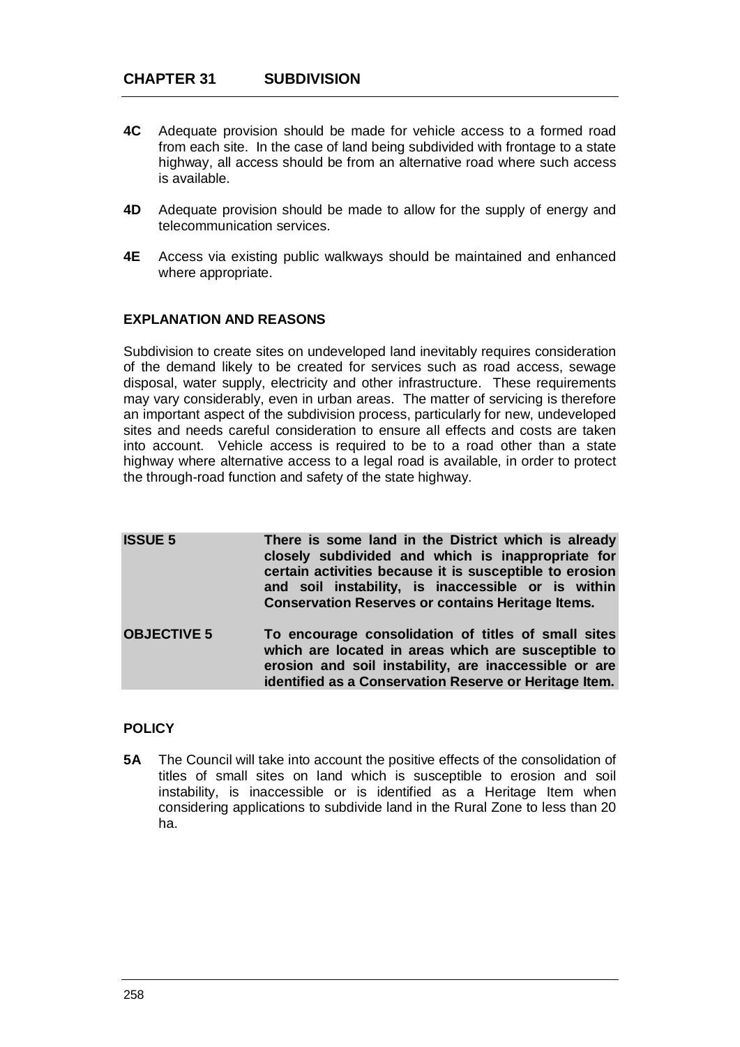- **4C** Adequate provision should be made for vehicle access to a formed road from each site. In the case of land being subdivided with frontage to a state highway, all access should be from an alternative road where such access is available.

- **4D** Adequate provision should be made to allow for the supply of energy and telecommunication services.

- **4E** Access via existing public walkways should be maintained and enhanced where appropriate.

### EXPLANATION AND REASONS

Subdivision to create sites on undeveloped land inevitably requires consideration of the demand likely to be created for services such as road access, sewage disposal, water supply, electricity and other infrastructure. These requirements may vary considerably, even in urban areas. The matter of servicing is therefore an important aspect of the subdivision process, particularly for new, undeveloped sites and needs careful consideration to ensure all effects and costs are taken into account. Vehicle access is required to be to a road other than a state highway where alternative access to a legal road is available, in order to protect the through-road function and safety of the state highway.

| | |
|---|---|
| **ISSUE 5** | **There is some land in the District which is already closely subdivided and which is inappropriate for certain activities because it is susceptible to erosion and soil instability, is inaccessible or is within Conservation Reserves or contains Heritage Items.** |
| **OBJECTIVE 5** | **To encourage consolidation of titles of small sites which are located in areas which are susceptible to erosion and soil instability, are inaccessible or are identified as a Conservation Reserve or Heritage Item.** |

### POLICY

- **5A** The Council will take into account the positive effects of the consolidation of titles of small sites on land which is susceptible to erosion and soil instability, is inaccessible or is identified as a Heritage Item when considering applications to subdivide land in the Rural Zone to less than 20 ha.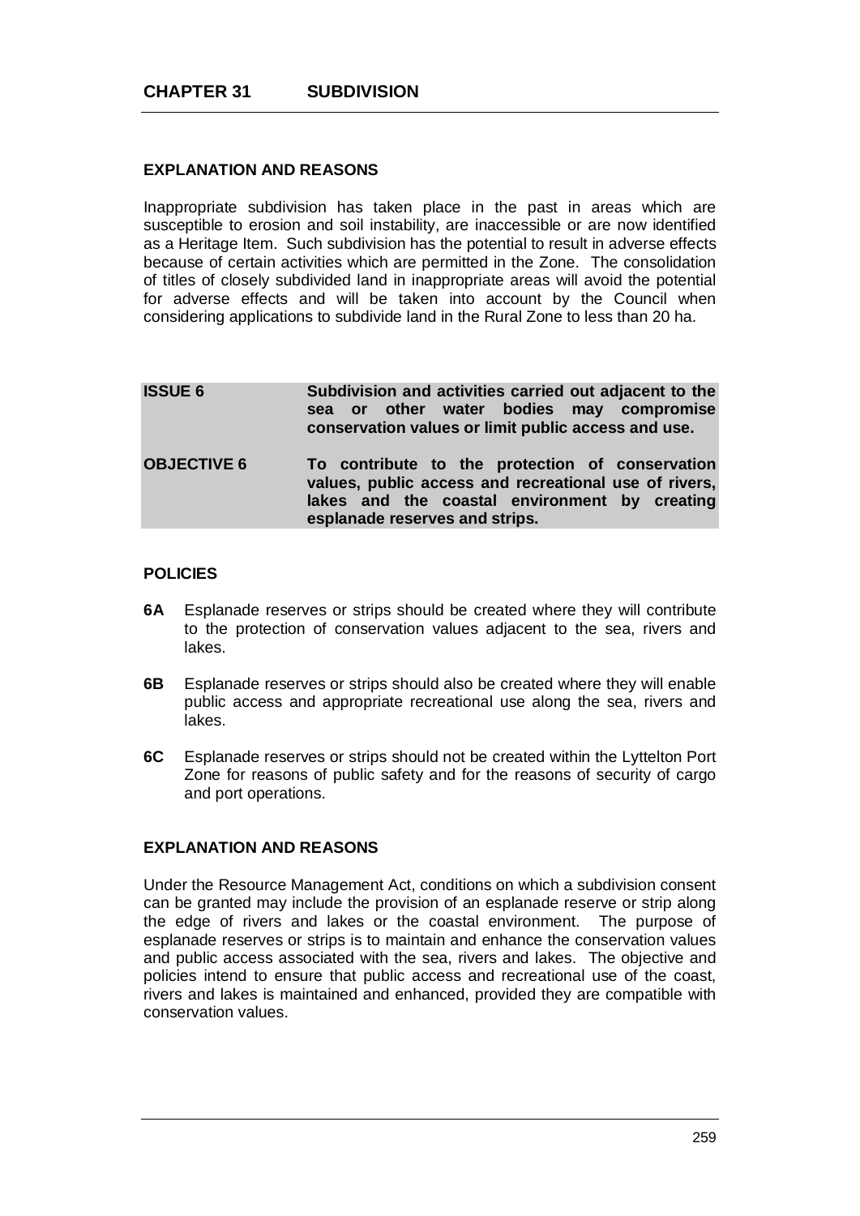# CHAPTER 31 SUBDIVISION

**EXPLANATION AND REASONS**

Inappropriate subdivision has taken place in the past in areas which are susceptible to erosion and soil instability, are inaccessible or are now identified as a Heritage Item. Such subdivision has the potential to result in adverse effects because of certain activities which are permitted in the Zone. The consolidation of titles of closely subdivided land in inappropriate areas will avoid the potential for adverse effects and will be taken into account by the Council when considering applications to subdivide land in the Rural Zone to less than 20 ha.

| | |
|---|---|
| **ISSUE 6** | **Subdivision and activities carried out adjacent to the sea or other water bodies may compromise conservation values or limit public access and use.** |
| **OBJECTIVE 6** | **To contribute to the protection of conservation values, public access and recreational use of rivers, lakes and the coastal environment by creating esplanade reserves and strips.** |

**POLICIES**

**6A** Esplanade reserves or strips should be created where they will contribute to the protection of conservation values adjacent to the sea, rivers and lakes.

**6B** Esplanade reserves or strips should also be created where they will enable public access and appropriate recreational use along the sea, rivers and lakes.

**6C** Esplanade reserves or strips should not be created within the Lyttelton Port Zone for reasons of public safety and for the reasons of security of cargo and port operations.

**EXPLANATION AND REASONS**

Under the Resource Management Act, conditions on which a subdivision consent can be granted may include the provision of an esplanade reserve or strip along the edge of rivers and lakes or the coastal environment. The purpose of esplanade reserves or strips is to maintain and enhance the conservation values and public access associated with the sea, rivers and lakes. The objective and policies intend to ensure that public access and recreational use of the coast, rivers and lakes is maintained and enhanced, provided they are compatible with conservation values.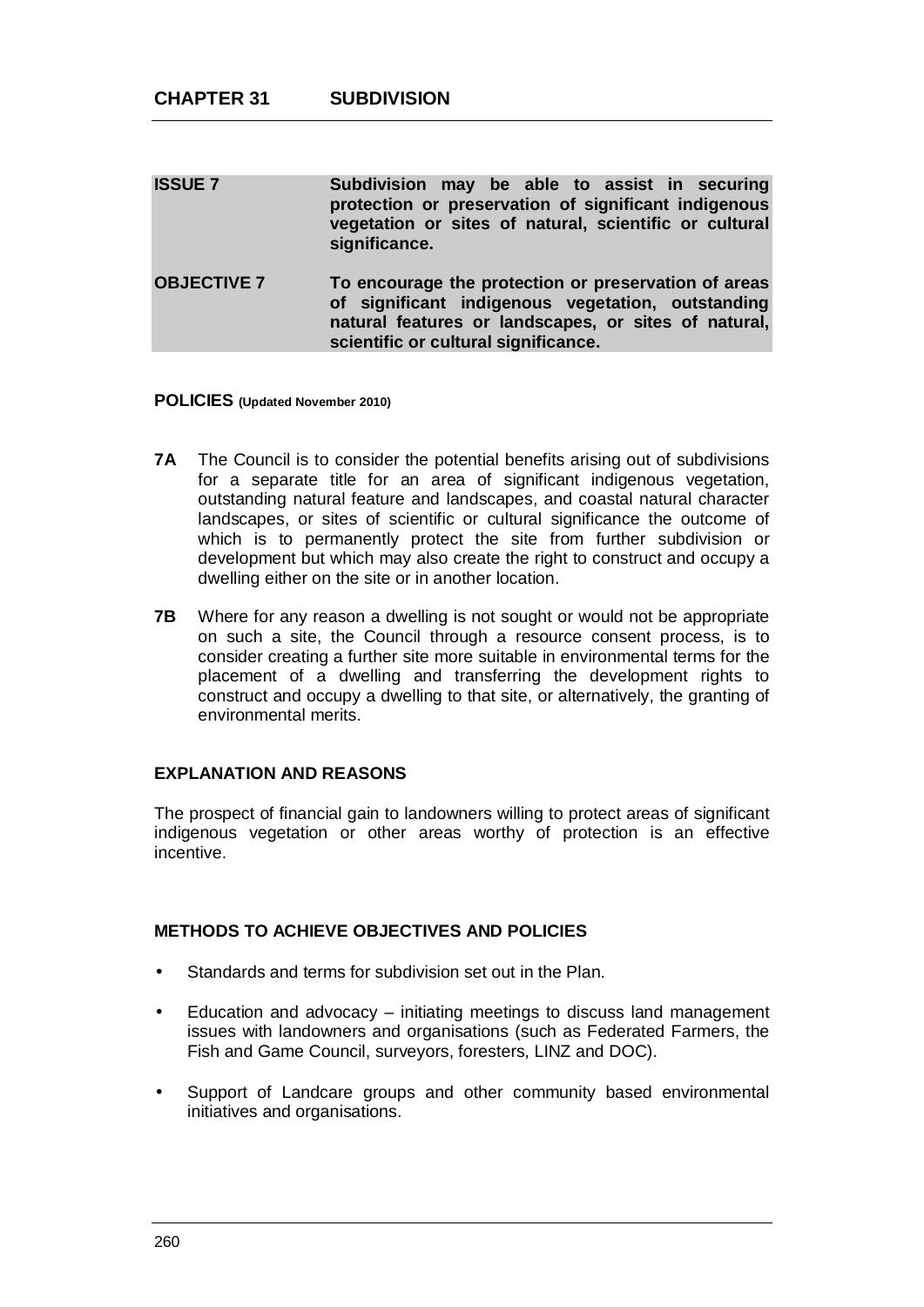**ISSUE 7** **Subdivision may be able to assist in securing protection or preservation of significant indigenous vegetation or sites of natural, scientific or cultural significance.**

**OBJECTIVE 7** **To encourage the protection or preservation of areas of significant indigenous vegetation, outstanding natural features or landscapes, or sites of natural, scientific or cultural significance.**

**POLICIES (Updated November 2010)**

**7A** The Council is to consider the potential benefits arising out of subdivisions for a separate title for an area of significant indigenous vegetation, outstanding natural feature and landscapes, and coastal natural character landscapes, or sites of scientific or cultural significance the outcome of which is to permanently protect the site from further subdivision or development but which may also create the right to construct and occupy a dwelling either on the site or in another location.

**7B** Where for any reason a dwelling is not sought or would not be appropriate on such a site, the Council through a resource consent process, is to consider creating a further site more suitable in environmental terms for the placement of a dwelling and transferring the development rights to construct and occupy a dwelling to that site, or alternatively, the granting of environmental merits.

**EXPLANATION AND REASONS**

The prospect of financial gain to landowners willing to protect areas of significant indigenous vegetation or other areas worthy of protection is an effective incentive.

**METHODS TO ACHIEVE OBJECTIVES AND POLICIES**

- Standards and terms for subdivision set out in the Plan.
- Education and advocacy – initiating meetings to discuss land management issues with landowners and organisations (such as Federated Farmers, the Fish and Game Council, surveyors, foresters, LINZ and DOC).
- Support of Landcare groups and other community based environmental initiatives and organisations.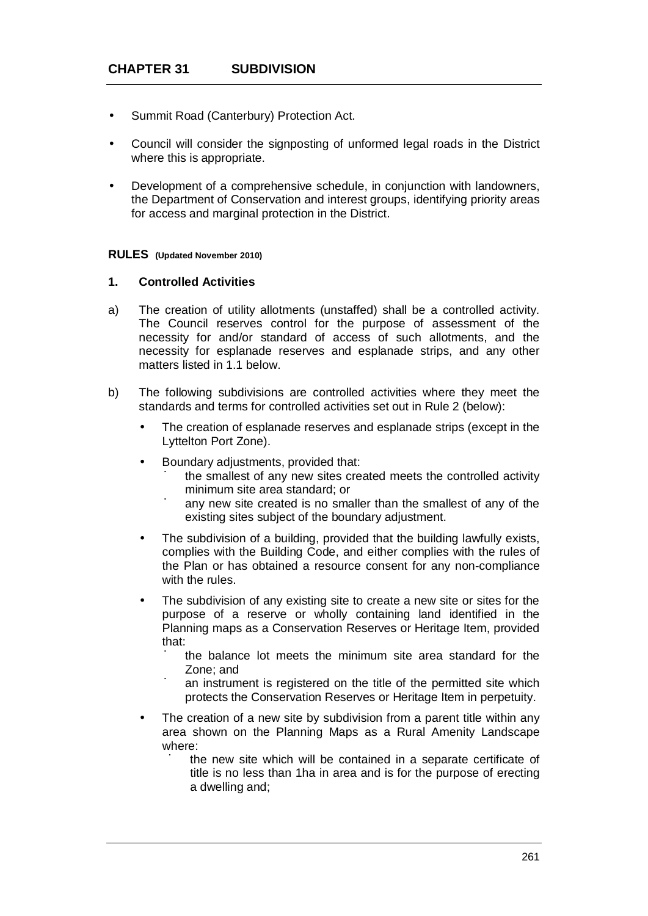- Summit Road (Canterbury) Protection Act.
- Council will consider the signposting of unformed legal roads in the District where this is appropriate.
- Development of a comprehensive schedule, in conjunction with landowners, the Department of Conservation and interest groups, identifying priority areas for access and marginal protection in the District.

**RULES (Updated November 2010)**

**1. Controlled Activities**

a) The creation of utility allotments (unstaffed) shall be a controlled activity. The Council reserves control for the purpose of assessment of the necessity for and/or standard of access of such allotments, and the necessity for esplanade reserves and esplanade strips, and any other matters listed in 1.1 below.

b) The following subdivisions are controlled activities where they meet the standards and terms for controlled activities set out in Rule 2 (below):

- The creation of esplanade reserves and esplanade strips (except in the Lyttelton Port Zone).
- Boundary adjustments, provided that:
  - the smallest of any new sites created meets the controlled activity minimum site area standard; or
  - any new site created is no smaller than the smallest of any of the existing sites subject of the boundary adjustment.
- The subdivision of a building, provided that the building lawfully exists, complies with the Building Code, and either complies with the rules of the Plan or has obtained a resource consent for any non-compliance with the rules.
- The subdivision of any existing site to create a new site or sites for the purpose of a reserve or wholly containing land identified in the Planning maps as a Conservation Reserves or Heritage Item, provided that:
  - the balance lot meets the minimum site area standard for the Zone; and
  - an instrument is registered on the title of the permitted site which protects the Conservation Reserves or Heritage Item in perpetuity.
- The creation of a new site by subdivision from a parent title within any area shown on the Planning Maps as a Rural Amenity Landscape where:
  - the new site which will be contained in a separate certificate of title is no less than 1ha in area and is for the purpose of erecting a dwelling and;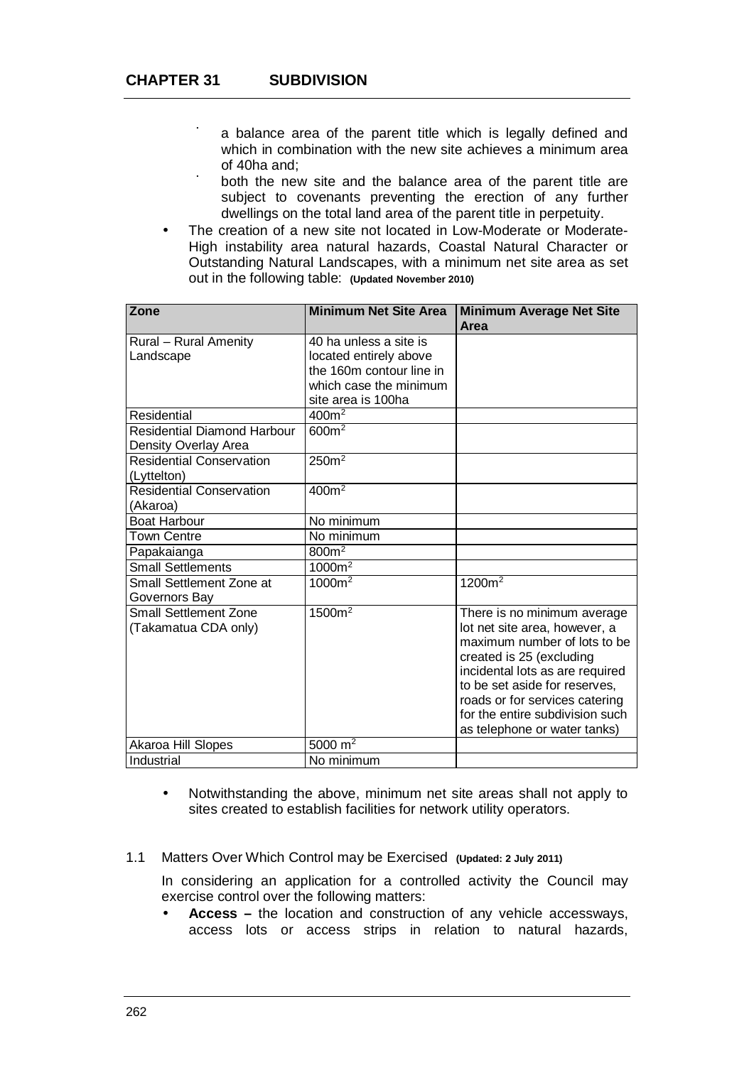- a balance area of the parent title which is legally defined and which in combination with the new site achieves a minimum area of 40ha and;
  - both the new site and the balance area of the parent title are subject to covenants preventing the erection of any further dwellings on the total land area of the parent title in perpetuity.
- The creation of a new site not located in Low-Moderate or Moderate-High instability area natural hazards, Coastal Natural Character or Outstanding Natural Landscapes, with a minimum net site area as set out in the following table: **(Updated November 2010)**

| Zone | Minimum Net Site Area | Minimum Average Net Site Area |
|---|---|---|
| Rural – Rural Amenity Landscape | 40 ha unless a site is located entirely above the 160m contour line in which case the minimum site area is 100ha | |
| Residential | 400m$^2$ | |
| Residential Diamond Harbour Density Overlay Area | 600m$^2$ | |
| Residential Conservation (Lyttelton) | 250m$^2$ | |
| Residential Conservation (Akaroa) | 400m$^2$ | |
| Boat Harbour | No minimum | |
| Town Centre | No minimum | |
| Papakaianga | 800m$^2$ | |
| Small Settlements | 1000m$^2$ | |
| Small Settlement Zone at Governors Bay | 1000m$^2$ | 1200m$^2$ |
| Small Settlement Zone (Takamatua CDA only) | 1500m$^2$ | There is no minimum average lot net site area, however, a maximum number of lots to be created is 25 (excluding incidental lots as are required to be set aside for reserves, roads or for services catering for the entire subdivision such as telephone or water tanks) |
| Akaroa Hill Slopes | 5000 m$^2$ | |
| Industrial | No minimum | |

- Notwithstanding the above, minimum net site areas shall not apply to sites created to establish facilities for network utility operators.

1.1 Matters Over Which Control may be Exercised **(Updated: 2 July 2011)**

In considering an application for a controlled activity the Council may exercise control over the following matters:

- **Access –** the location and construction of any vehicle accessways, access lots or access strips in relation to natural hazards,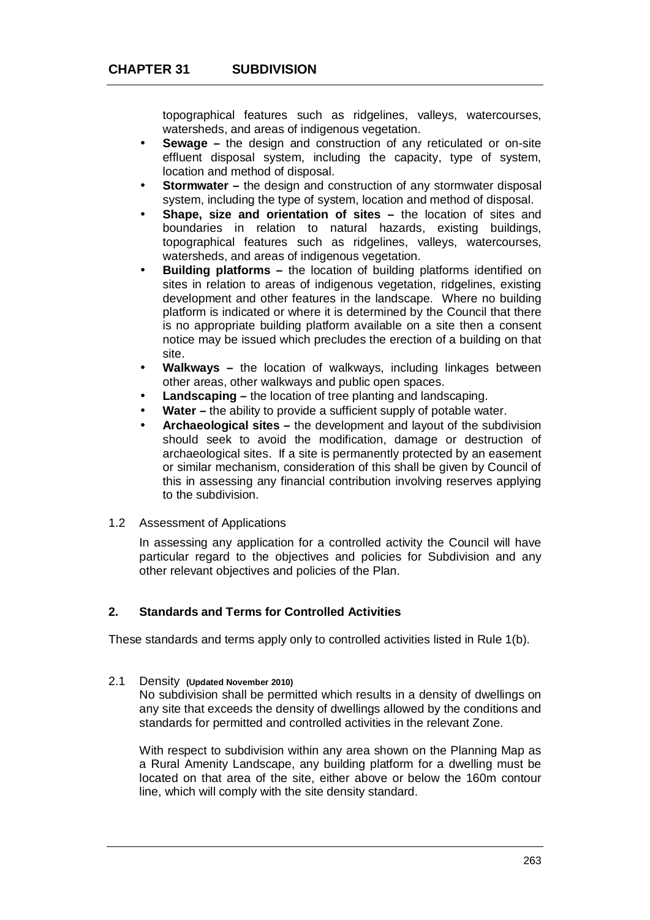topographical features such as ridgelines, valleys, watercourses, watersheds, and areas of indigenous vegetation.

- **Sewage –** the design and construction of any reticulated or on-site effluent disposal system, including the capacity, type of system, location and method of disposal.
- **Stormwater –** the design and construction of any stormwater disposal system, including the type of system, location and method of disposal.
- **Shape, size and orientation of sites –** the location of sites and boundaries in relation to natural hazards, existing buildings, topographical features such as ridgelines, valleys, watercourses, watersheds, and areas of indigenous vegetation.
- **Building platforms –** the location of building platforms identified on sites in relation to areas of indigenous vegetation, ridgelines, existing development and other features in the landscape. Where no building platform is indicated or where it is determined by the Council that there is no appropriate building platform available on a site then a consent notice may be issued which precludes the erection of a building on that site.
- **Walkways –** the location of walkways, including linkages between other areas, other walkways and public open spaces.
- **Landscaping –** the location of tree planting and landscaping.
- **Water –** the ability to provide a sufficient supply of potable water.
- **Archaeological sites –** the development and layout of the subdivision should seek to avoid the modification, damage or destruction of archaeological sites. If a site is permanently protected by an easement or similar mechanism, consideration of this shall be given by Council of this in assessing any financial contribution involving reserves applying to the subdivision.

1.2 Assessment of Applications

In assessing any application for a controlled activity the Council will have particular regard to the objectives and policies for Subdivision and any other relevant objectives and policies of the Plan.

## 2. Standards and Terms for Controlled Activities

These standards and terms apply only to controlled activities listed in Rule 1(b).

2.1 Density **(Updated November 2010)**

No subdivision shall be permitted which results in a density of dwellings on any site that exceeds the density of dwellings allowed by the conditions and standards for permitted and controlled activities in the relevant Zone.

With respect to subdivision within any area shown on the Planning Map as a Rural Amenity Landscape, any building platform for a dwelling must be located on that area of the site, either above or below the 160m contour line, which will comply with the site density standard.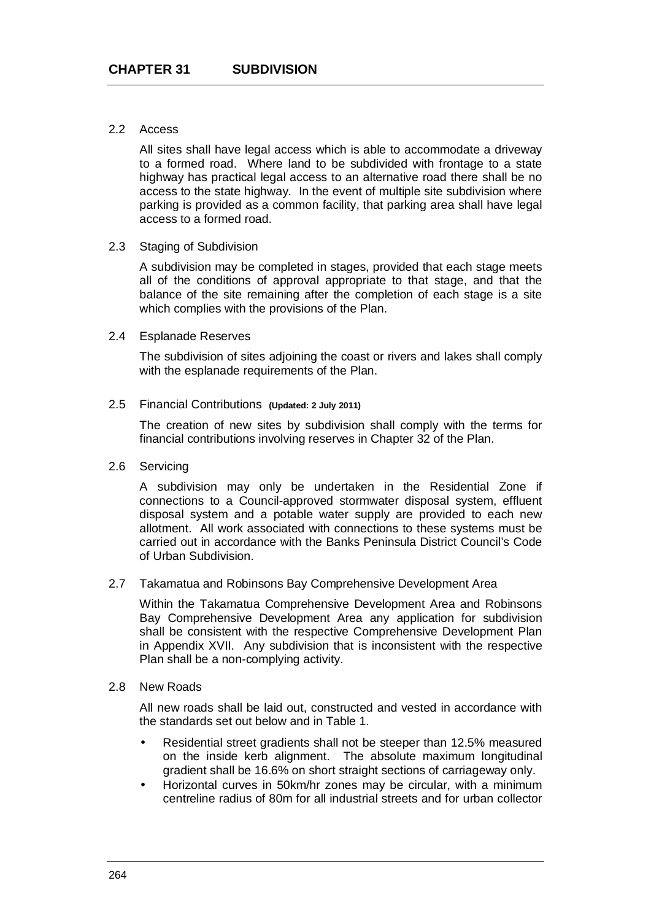## 2.2 Access

All sites shall have legal access which is able to accommodate a driveway to a formed road. Where land to be subdivided with frontage to a state highway has practical legal access to an alternative road there shall be no access to the state highway. In the event of multiple site subdivision where parking is provided as a common facility, that parking area shall have legal access to a formed road.

## 2.3 Staging of Subdivision

A subdivision may be completed in stages, provided that each stage meets all of the conditions of approval appropriate to that stage, and that the balance of the site remaining after the completion of each stage is a site which complies with the provisions of the Plan.

## 2.4 Esplanade Reserves

The subdivision of sites adjoining the coast or rivers and lakes shall comply with the esplanade requirements of the Plan.

## 2.5 Financial Contributions **(Updated: 2 July 2011)**

The creation of new sites by subdivision shall comply with the terms for financial contributions involving reserves in Chapter 32 of the Plan.

## 2.6 Servicing

A subdivision may only be undertaken in the Residential Zone if connections to a Council-approved stormwater disposal system, effluent disposal system and a potable water supply are provided to each new allotment. All work associated with connections to these systems must be carried out in accordance with the Banks Peninsula District Council's Code of Urban Subdivision.

## 2.7 Takamatua and Robinsons Bay Comprehensive Development Area

Within the Takamatua Comprehensive Development Area and Robinsons Bay Comprehensive Development Area any application for subdivision shall be consistent with the respective Comprehensive Development Plan in Appendix XVII. Any subdivision that is inconsistent with the respective Plan shall be a non-complying activity.

## 2.8 New Roads

All new roads shall be laid out, constructed and vested in accordance with the standards set out below and in Table 1.

- Residential street gradients shall not be steeper than 12.5% measured on the inside kerb alignment. The absolute maximum longitudinal gradient shall be 16.6% on short straight sections of carriageway only.
- Horizontal curves in 50km/hr zones may be circular, with a minimum centreline radius of 80m for all industrial streets and for urban collector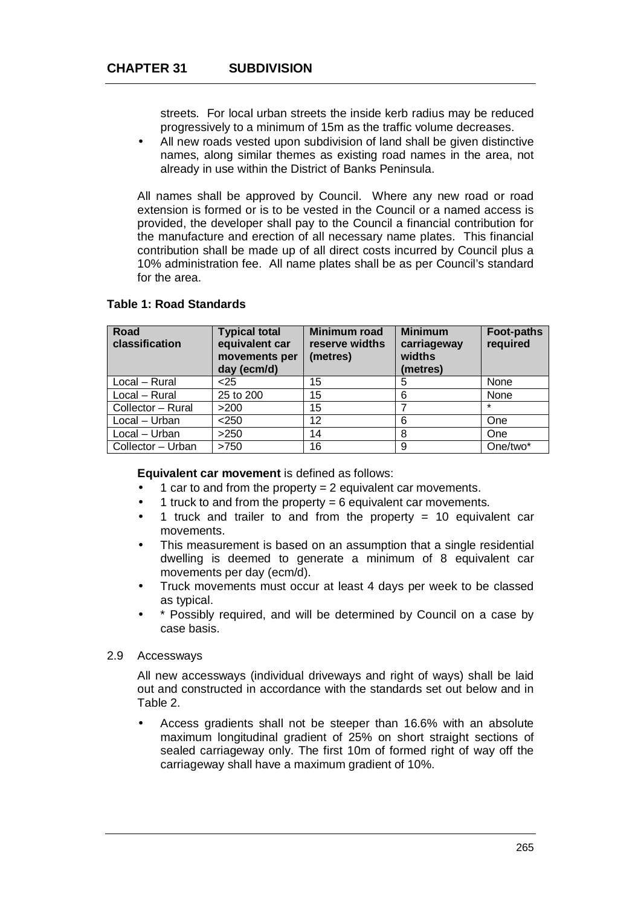streets. For local urban streets the inside kerb radius may be reduced progressively to a minimum of 15m as the traffic volume decreases.

- All new roads vested upon subdivision of land shall be given distinctive names, along similar themes as existing road names in the area, not already in use within the District of Banks Peninsula.

All names shall be approved by Council. Where any new road or road extension is formed or is to be vested in the Council or a named access is provided, the developer shall pay to the Council a financial contribution for the manufacture and erection of all necessary name plates. This financial contribution shall be made up of all direct costs incurred by Council plus a 10% administration fee. All name plates shall be as per Council's standard for the area.

**Table 1: Road Standards**

| Road classification | Typical total equivalent car movements per day (ecm/d) | Minimum road reserve widths (metres) | Minimum carriageway widths (metres) | Foot-paths required |
|---|---|---|---|---|
| Local – Rural | <25 | 15 | 5 | None |
| Local – Rural | 25 to 200 | 15 | 6 | None |
| Collector – Rural | >200 | 15 | 7 | * |
| Local – Urban | <250 | 12 | 6 | One |
| Local – Urban | >250 | 14 | 8 | One |
| Collector – Urban | >750 | 16 | 9 | One/two* |

**Equivalent car movement** is defined as follows:

- 1 car to and from the property = 2 equivalent car movements.
- 1 truck to and from the property = 6 equivalent car movements.
- 1 truck and trailer to and from the property = 10 equivalent car movements.
- This measurement is based on an assumption that a single residential dwelling is deemed to generate a minimum of 8 equivalent car movements per day (ecm/d).
- Truck movements must occur at least 4 days per week to be classed as typical.
- * Possibly required, and will be determined by Council on a case by case basis.

2.9 Accessways

All new accessways (individual driveways and right of ways) shall be laid out and constructed in accordance with the standards set out below and in Table 2.

- Access gradients shall not be steeper than 16.6% with an absolute maximum longitudinal gradient of 25% on short straight sections of sealed carriageway only. The first 10m of formed right of way off the carriageway shall have a maximum gradient of 10%.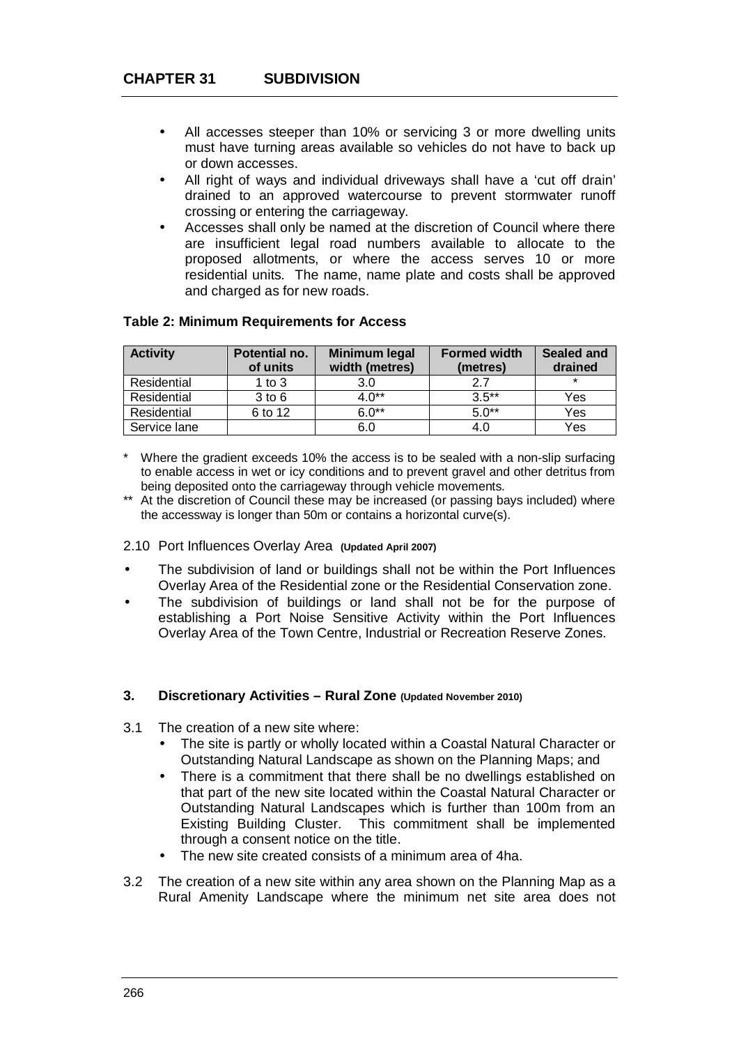- All accesses steeper than 10% or servicing 3 or more dwelling units must have turning areas available so vehicles do not have to back up or down accesses.
- All right of ways and individual driveways shall have a 'cut off drain' drained to an approved watercourse to prevent stormwater runoff crossing or entering the carriageway.
- Accesses shall only be named at the discretion of Council where there are insufficient legal road numbers available to allocate to the proposed allotments, or where the access serves 10 or more residential units. The name, name plate and costs shall be approved and charged as for new roads.

**Table 2: Minimum Requirements for Access**

| Activity | Potential no. of units | Minimum legal width (metres) | Formed width (metres) | Sealed and drained |
|---|---|---|---|---|
| Residential | 1 to 3 | 3.0 | 2.7 | * |
| Residential | 3 to 6 | 4.0** | 3.5** | Yes |
| Residential | 6 to 12 | 6.0** | 5.0** | Yes |
| Service lane | | 6.0 | 4.0 | Yes |

\* Where the gradient exceeds 10% the access is to be sealed with a non-slip surfacing to enable access in wet or icy conditions and to prevent gravel and other detritus from being deposited onto the carriageway through vehicle movements.

\** At the discretion of Council these may be increased (or passing bays included) where the accessway is longer than 50m or contains a horizontal curve(s).

2.10 Port Influences Overlay Area **(Updated April 2007)**

- The subdivision of land or buildings shall not be within the Port Influences Overlay Area of the Residential zone or the Residential Conservation zone.
- The subdivision of buildings or land shall not be for the purpose of establishing a Port Noise Sensitive Activity within the Port Influences Overlay Area of the Town Centre, Industrial or Recreation Reserve Zones.

### 3. Discretionary Activities – Rural Zone (Updated November 2010)

3.1 The creation of a new site where:

- The site is partly or wholly located within a Coastal Natural Character or Outstanding Natural Landscape as shown on the Planning Maps; and
- There is a commitment that there shall be no dwellings established on that part of the new site located within the Coastal Natural Character or Outstanding Natural Landscapes which is further than 100m from an Existing Building Cluster. This commitment shall be implemented through a consent notice on the title.
- The new site created consists of a minimum area of 4ha.

3.2 The creation of a new site within any area shown on the Planning Map as a Rural Amenity Landscape where the minimum net site area does not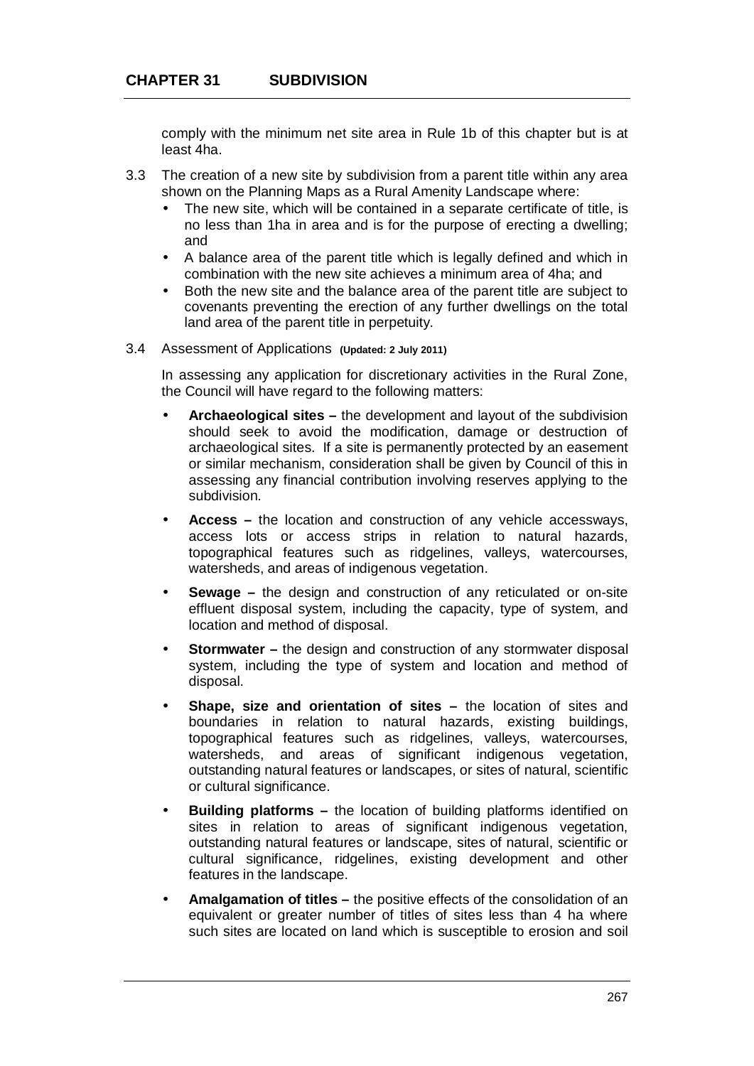comply with the minimum net site area in Rule 1b of this chapter but is at least 4ha.

3.3 The creation of a new site by subdivision from a parent title within any area shown on the Planning Maps as a Rural Amenity Landscape where:

- The new site, which will be contained in a separate certificate of title, is no less than 1ha in area and is for the purpose of erecting a dwelling; and
- A balance area of the parent title which is legally defined and which in combination with the new site achieves a minimum area of 4ha; and
- Both the new site and the balance area of the parent title are subject to covenants preventing the erection of any further dwellings on the total land area of the parent title in perpetuity.

3.4 Assessment of Applications **(Updated: 2 July 2011)**

In assessing any application for discretionary activities in the Rural Zone, the Council will have regard to the following matters:

- **Archaeological sites –** the development and layout of the subdivision should seek to avoid the modification, damage or destruction of archaeological sites. If a site is permanently protected by an easement or similar mechanism, consideration shall be given by Council of this in assessing any financial contribution involving reserves applying to the subdivision.

- **Access –** the location and construction of any vehicle accessways, access lots or access strips in relation to natural hazards, topographical features such as ridgelines, valleys, watercourses, watersheds, and areas of indigenous vegetation.

- **Sewage –** the design and construction of any reticulated or on-site effluent disposal system, including the capacity, type of system, and location and method of disposal.

- **Stormwater –** the design and construction of any stormwater disposal system, including the type of system and location and method of disposal.

- **Shape, size and orientation of sites –** the location of sites and boundaries in relation to natural hazards, existing buildings, topographical features such as ridgelines, valleys, watercourses, watersheds, and areas of significant indigenous vegetation, outstanding natural features or landscapes, or sites of natural, scientific or cultural significance.

- **Building platforms –** the location of building platforms identified on sites in relation to areas of significant indigenous vegetation, outstanding natural features or landscape, sites of natural, scientific or cultural significance, ridgelines, existing development and other features in the landscape.

- **Amalgamation of titles –** the positive effects of the consolidation of an equivalent or greater number of titles of sites less than 4 ha where such sites are located on land which is susceptible to erosion and soil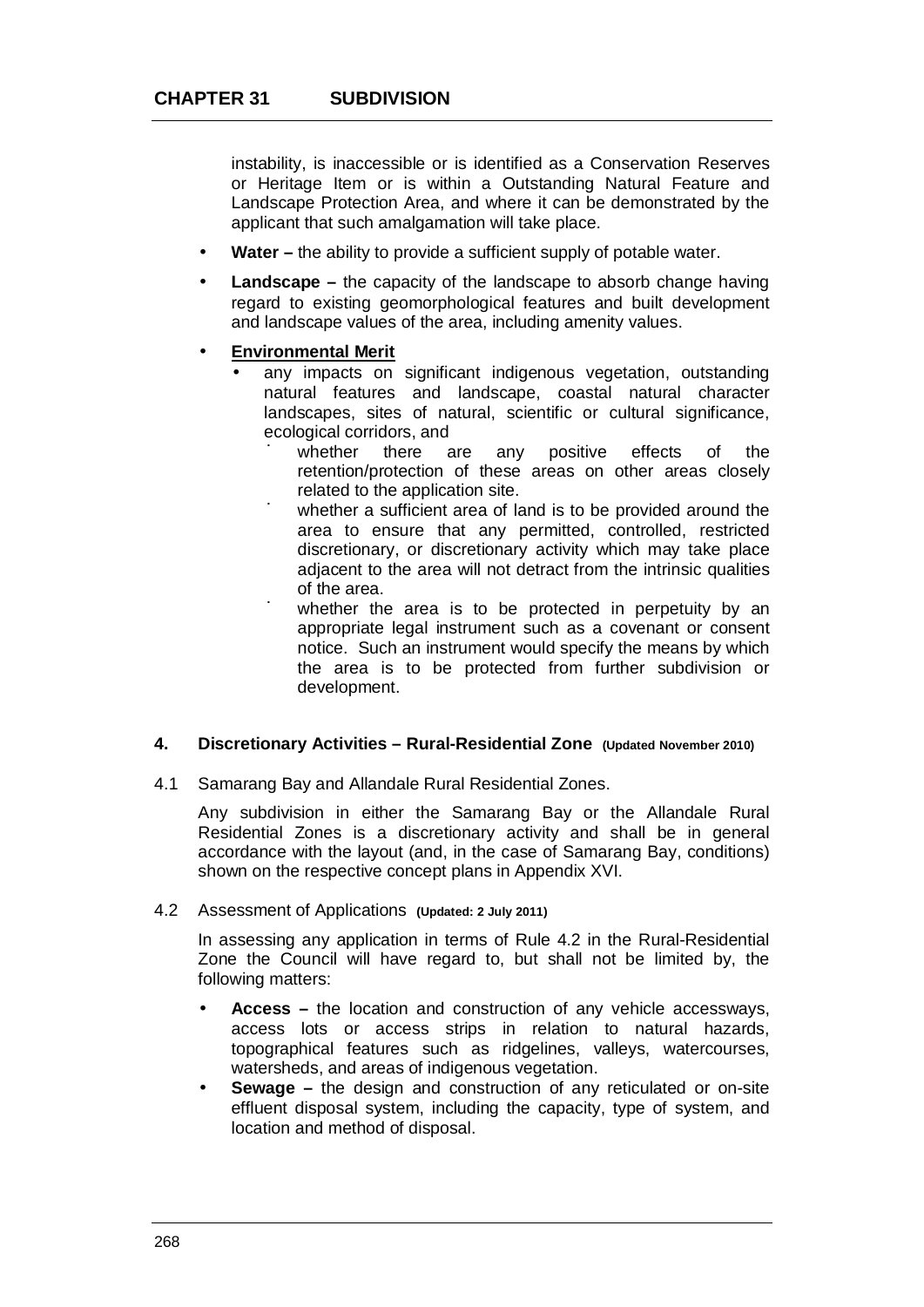instability, is inaccessible or is identified as a Conservation Reserves or Heritage Item or is within a Outstanding Natural Feature and Landscape Protection Area, and where it can be demonstrated by the applicant that such amalgamation will take place.

- **Water –** the ability to provide a sufficient supply of potable water.
- **Landscape –** the capacity of the landscape to absorb change having regard to existing geomorphological features and built development and landscape values of the area, including amenity values.
- **Environmental Merit**
  - any impacts on significant indigenous vegetation, outstanding natural features and landscape, coastal natural character landscapes, sites of natural, scientific or cultural significance, ecological corridors, and
    - whether there are any positive effects of the retention/protection of these areas on other areas closely related to the application site.
    - whether a sufficient area of land is to be provided around the area to ensure that any permitted, controlled, restricted discretionary, or discretionary activity which may take place adjacent to the area will not detract from the intrinsic qualities of the area.
    - whether the area is to be protected in perpetuity by an appropriate legal instrument such as a covenant or consent notice. Such an instrument would specify the means by which the area is to be protected from further subdivision or development.

## 4. Discretionary Activities – Rural-Residential Zone (Updated November 2010)

4.1 Samarang Bay and Allandale Rural Residential Zones.

Any subdivision in either the Samarang Bay or the Allandale Rural Residential Zones is a discretionary activity and shall be in general accordance with the layout (and, in the case of Samarang Bay, conditions) shown on the respective concept plans in Appendix XVI.

4.2 Assessment of Applications **(Updated: 2 July 2011)**

In assessing any application in terms of Rule 4.2 in the Rural-Residential Zone the Council will have regard to, but shall not be limited by, the following matters:

- **Access –** the location and construction of any vehicle accessways, access lots or access strips in relation to natural hazards, topographical features such as ridgelines, valleys, watercourses, watersheds, and areas of indigenous vegetation.
- **Sewage –** the design and construction of any reticulated or on-site effluent disposal system, including the capacity, type of system, and location and method of disposal.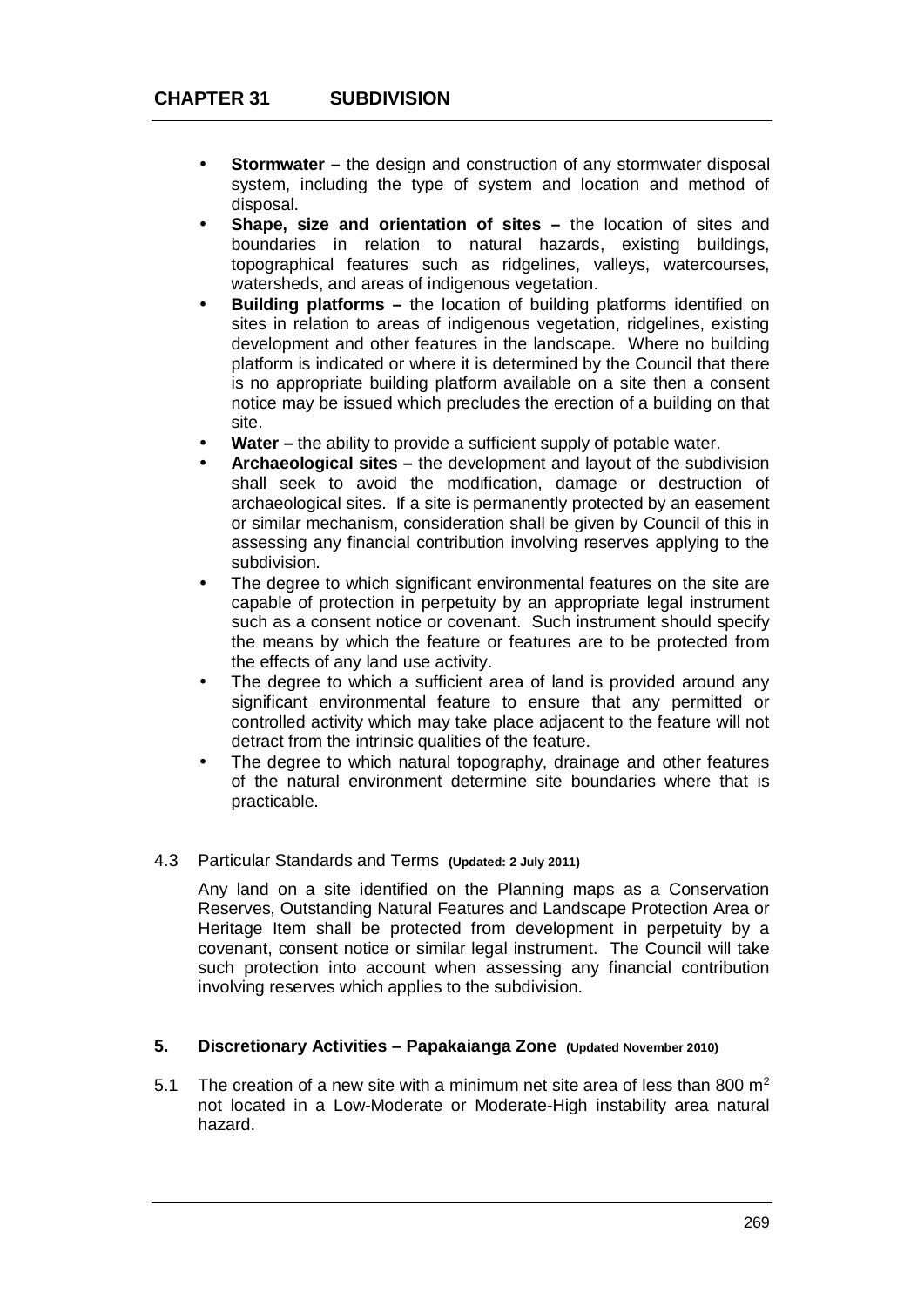- **Stormwater –** the design and construction of any stormwater disposal system, including the type of system and location and method of disposal.
- **Shape, size and orientation of sites –** the location of sites and boundaries in relation to natural hazards, existing buildings, topographical features such as ridgelines, valleys, watercourses, watersheds, and areas of indigenous vegetation.
- **Building platforms –** the location of building platforms identified on sites in relation to areas of indigenous vegetation, ridgelines, existing development and other features in the landscape. Where no building platform is indicated or where it is determined by the Council that there is no appropriate building platform available on a site then a consent notice may be issued which precludes the erection of a building on that site.
- **Water –** the ability to provide a sufficient supply of potable water.
- **Archaeological sites –** the development and layout of the subdivision shall seek to avoid the modification, damage or destruction of archaeological sites. If a site is permanently protected by an easement or similar mechanism, consideration shall be given by Council of this in assessing any financial contribution involving reserves applying to the subdivision.
- The degree to which significant environmental features on the site are capable of protection in perpetuity by an appropriate legal instrument such as a consent notice or covenant. Such instrument should specify the means by which the feature or features are to be protected from the effects of any land use activity.
- The degree to which a sufficient area of land is provided around any significant environmental feature to ensure that any permitted or controlled activity which may take place adjacent to the feature will not detract from the intrinsic qualities of the feature.
- The degree to which natural topography, drainage and other features of the natural environment determine site boundaries where that is practicable.

4.3 Particular Standards and Terms **(Updated: 2 July 2011)**

Any land on a site identified on the Planning maps as a Conservation Reserves, Outstanding Natural Features and Landscape Protection Area or Heritage Item shall be protected from development in perpetuity by a covenant, consent notice or similar legal instrument. The Council will take such protection into account when assessing any financial contribution involving reserves which applies to the subdivision.

## 5. Discretionary Activities – Papakaianga Zone (Updated November 2010)

5.1 The creation of a new site with a minimum net site area of less than 800 $m^2$ not located in a Low-Moderate or Moderate-High instability area natural hazard.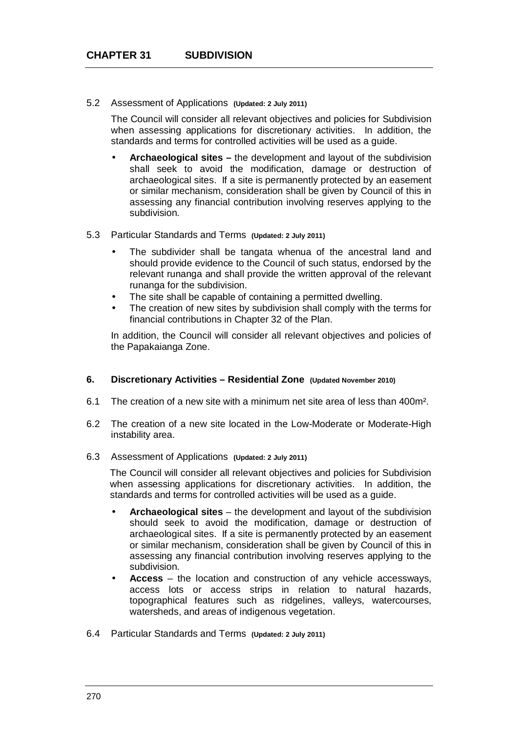5.2 Assessment of Applications **(Updated: 2 July 2011)**

The Council will consider all relevant objectives and policies for Subdivision when assessing applications for discretionary activities. In addition, the standards and terms for controlled activities will be used as a guide.

- **Archaeological sites –** the development and layout of the subdivision shall seek to avoid the modification, damage or destruction of archaeological sites. If a site is permanently protected by an easement or similar mechanism, consideration shall be given by Council of this in assessing any financial contribution involving reserves applying to the subdivision.

5.3 Particular Standards and Terms **(Updated: 2 July 2011)**

- The subdivider shall be tangata whenua of the ancestral land and should provide evidence to the Council of such status, endorsed by the relevant runanga and shall provide the written approval of the relevant runanga for the subdivision.
- The site shall be capable of containing a permitted dwelling.
- The creation of new sites by subdivision shall comply with the terms for financial contributions in Chapter 32 of the Plan.

In addition, the Council will consider all relevant objectives and policies of the Papakaianga Zone.

## 6. Discretionary Activities – Residential Zone (Updated November 2010)

6.1 The creation of a new site with a minimum net site area of less than 400m².

6.2 The creation of a new site located in the Low-Moderate or Moderate-High instability area.

6.3 Assessment of Applications **(Updated: 2 July 2011)**

The Council will consider all relevant objectives and policies for Subdivision when assessing applications for discretionary activities. In addition, the standards and terms for controlled activities will be used as a guide.

- **Archaeological sites** – the development and layout of the subdivision should seek to avoid the modification, damage or destruction of archaeological sites. If a site is permanently protected by an easement or similar mechanism, consideration shall be given by Council of this in assessing any financial contribution involving reserves applying to the subdivision.
- **Access** – the location and construction of any vehicle accessways, access lots or access strips in relation to natural hazards, topographical features such as ridgelines, valleys, watercourses, watersheds, and areas of indigenous vegetation.

6.4 Particular Standards and Terms **(Updated: 2 July 2011)**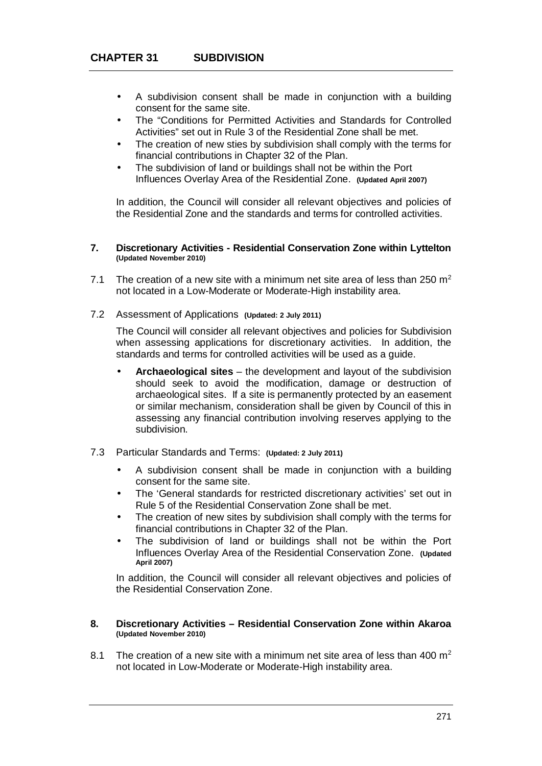- A subdivision consent shall be made in conjunction with a building consent for the same site.
- The "Conditions for Permitted Activities and Standards for Controlled Activities" set out in Rule 3 of the Residential Zone shall be met.
- The creation of new sties by subdivision shall comply with the terms for financial contributions in Chapter 32 of the Plan.
- The subdivision of land or buildings shall not be within the Port Influences Overlay Area of the Residential Zone. **(Updated April 2007)**

In addition, the Council will consider all relevant objectives and policies of the Residential Zone and the standards and terms for controlled activities.

## 7. Discretionary Activities - Residential Conservation Zone within Lyttelton (Updated November 2010)

7.1 The creation of a new site with a minimum net site area of less than 250 $m^2$ not located in a Low-Moderate or Moderate-High instability area.

7.2 Assessment of Applications **(Updated: 2 July 2011)**

The Council will consider all relevant objectives and policies for Subdivision when assessing applications for discretionary activities. In addition, the standards and terms for controlled activities will be used as a guide.

- **Archaeological sites** – the development and layout of the subdivision should seek to avoid the modification, damage or destruction of archaeological sites. If a site is permanently protected by an easement or similar mechanism, consideration shall be given by Council of this in assessing any financial contribution involving reserves applying to the subdivision.

7.3 Particular Standards and Terms: **(Updated: 2 July 2011)**

- A subdivision consent shall be made in conjunction with a building consent for the same site.
- The 'General standards for restricted discretionary activities' set out in Rule 5 of the Residential Conservation Zone shall be met.
- The creation of new sites by subdivision shall comply with the terms for financial contributions in Chapter 32 of the Plan.
- The subdivision of land or buildings shall not be within the Port Influences Overlay Area of the Residential Conservation Zone. **(Updated April 2007)**

In addition, the Council will consider all relevant objectives and policies of the Residential Conservation Zone.

## 8. Discretionary Activities – Residential Conservation Zone within Akaroa (Updated November 2010)

8.1 The creation of a new site with a minimum net site area of less than 400 $m^2$ not located in Low-Moderate or Moderate-High instability area.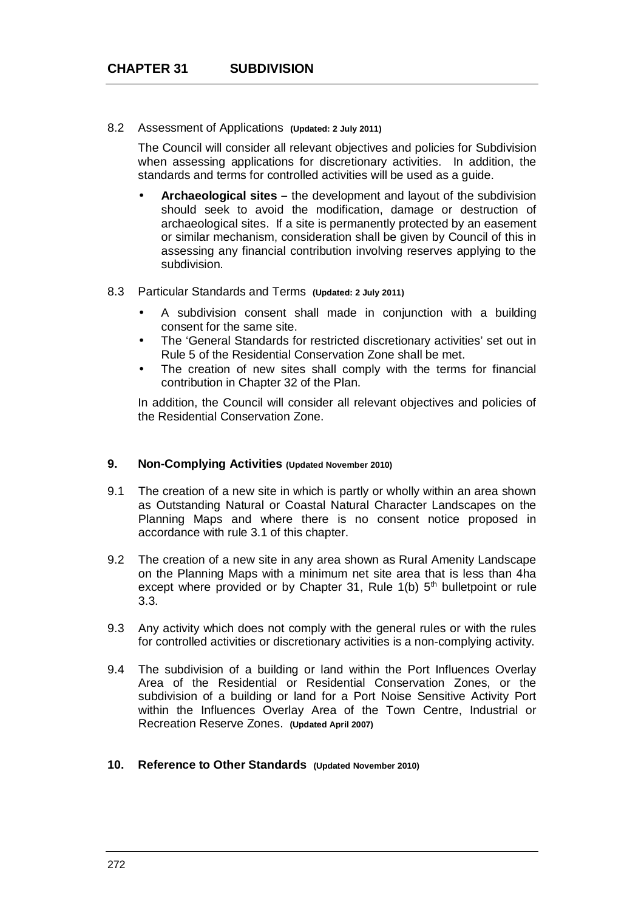8.2 Assessment of Applications **(Updated: 2 July 2011)**

The Council will consider all relevant objectives and policies for Subdivision when assessing applications for discretionary activities. In addition, the standards and terms for controlled activities will be used as a guide.

- **Archaeological sites –** the development and layout of the subdivision should seek to avoid the modification, damage or destruction of archaeological sites. If a site is permanently protected by an easement or similar mechanism, consideration shall be given by Council of this in assessing any financial contribution involving reserves applying to the subdivision.

8.3 Particular Standards and Terms **(Updated: 2 July 2011)**

- A subdivision consent shall made in conjunction with a building consent for the same site.
- The 'General Standards for restricted discretionary activities' set out in Rule 5 of the Residential Conservation Zone shall be met.
- The creation of new sites shall comply with the terms for financial contribution in Chapter 32 of the Plan.

In addition, the Council will consider all relevant objectives and policies of the Residential Conservation Zone.

## 9. Non-Complying Activities (Updated November 2010)

9.1 The creation of a new site in which is partly or wholly within an area shown as Outstanding Natural or Coastal Natural Character Landscapes on the Planning Maps and where there is no consent notice proposed in accordance with rule 3.1 of this chapter.

9.2 The creation of a new site in any area shown as Rural Amenity Landscape on the Planning Maps with a minimum net site area that is less than 4ha except where provided or by Chapter 31, Rule 1(b) 5th bulletpoint or rule 3.3.

9.3 Any activity which does not comply with the general rules or with the rules for controlled activities or discretionary activities is a non-complying activity.

9.4 The subdivision of a building or land within the Port Influences Overlay Area of the Residential or Residential Conservation Zones, or the subdivision of a building or land for a Port Noise Sensitive Activity Port within the Influences Overlay Area of the Town Centre, Industrial or Recreation Reserve Zones. **(Updated April 2007)**

## 10. Reference to Other Standards (Updated November 2010)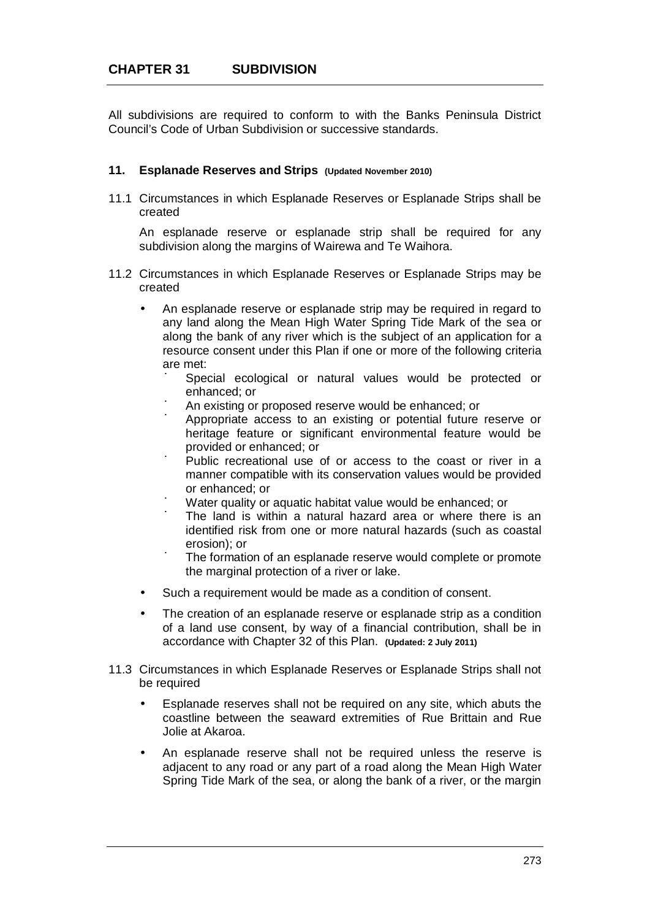# CHAPTER 31 SUBDIVISION

All subdivisions are required to conform to with the Banks Peninsula District Council's Code of Urban Subdivision or successive standards.

### 11. Esplanade Reserves and Strips (Updated November 2010)

11.1 Circumstances in which Esplanade Reserves or Esplanade Strips shall be created

An esplanade reserve or esplanade strip shall be required for any subdivision along the margins of Wairewa and Te Waihora.

11.2 Circumstances in which Esplanade Reserves or Esplanade Strips may be created

- An esplanade reserve or esplanade strip may be required in regard to any land along the Mean High Water Spring Tide Mark of the sea or along the bank of any river which is the subject of an application for a resource consent under this Plan if one or more of the following criteria are met:
  - Special ecological or natural values would be protected or enhanced; or
  - An existing or proposed reserve would be enhanced; or
  - Appropriate access to an existing or potential future reserve or heritage feature or significant environmental feature would be provided or enhanced; or
  - Public recreational use of or access to the coast or river in a manner compatible with its conservation values would be provided or enhanced; or
  - Water quality or aquatic habitat value would be enhanced; or
  - The land is within a natural hazard area or where there is an identified risk from one or more natural hazards (such as coastal erosion); or
  - The formation of an esplanade reserve would complete or promote the marginal protection of a river or lake.
- Such a requirement would be made as a condition of consent.
- The creation of an esplanade reserve or esplanade strip as a condition of a land use consent, by way of a financial contribution, shall be in accordance with Chapter 32 of this Plan. **(Updated: 2 July 2011)**

11.3 Circumstances in which Esplanade Reserves or Esplanade Strips shall not be required

- Esplanade reserves shall not be required on any site, which abuts the coastline between the seaward extremities of Rue Brittain and Rue Jolie at Akaroa.
- An esplanade reserve shall not be required unless the reserve is adjacent to any road or any part of a road along the Mean High Water Spring Tide Mark of the sea, or along the bank of a river, or the margin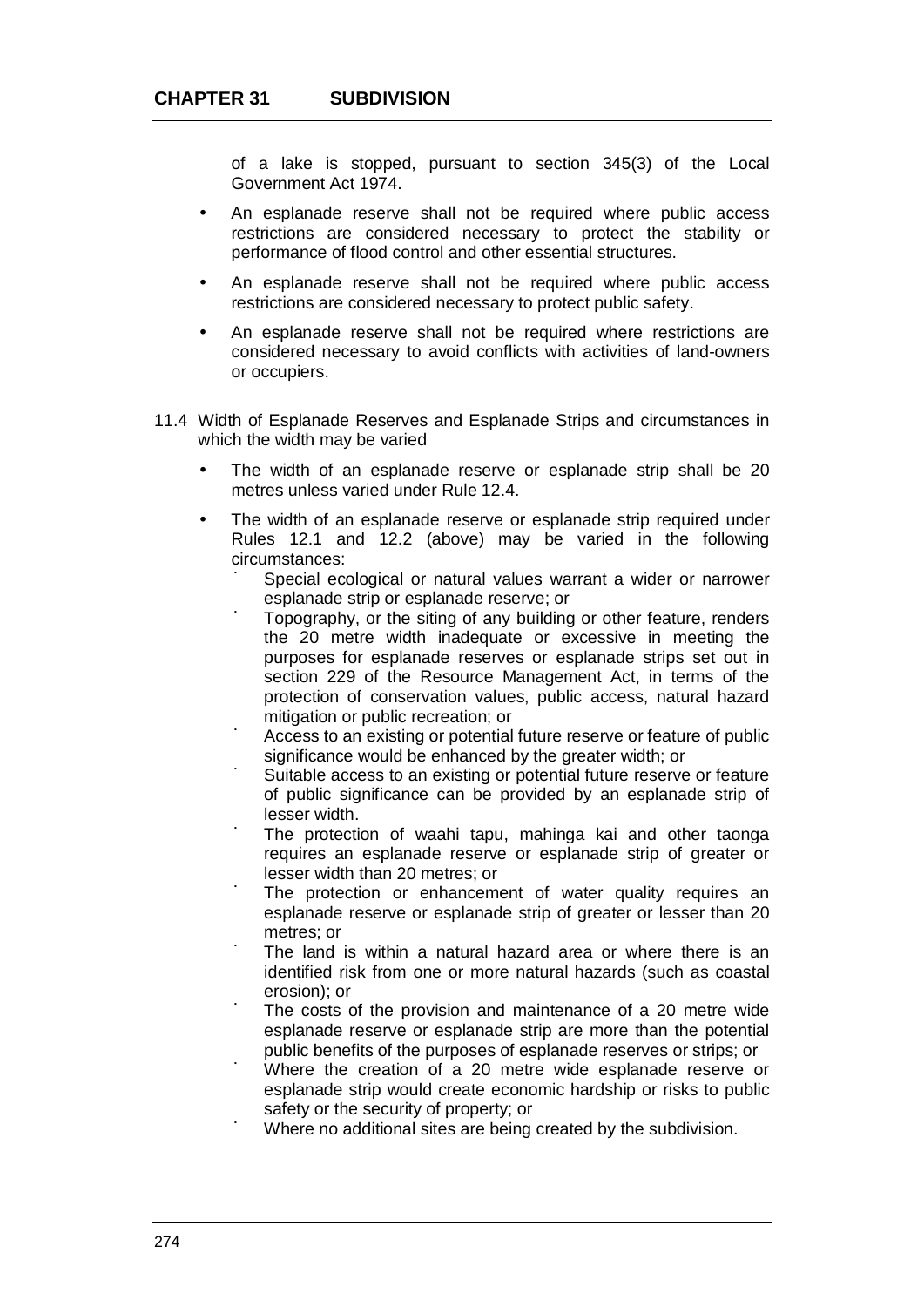of a lake is stopped, pursuant to section 345(3) of the Local Government Act 1974.

- An esplanade reserve shall not be required where public access restrictions are considered necessary to protect the stability or performance of flood control and other essential structures.
- An esplanade reserve shall not be required where public access restrictions are considered necessary to protect public safety.
- An esplanade reserve shall not be required where restrictions are considered necessary to avoid conflicts with activities of land-owners or occupiers.

11.4 Width of Esplanade Reserves and Esplanade Strips and circumstances in which the width may be varied

- The width of an esplanade reserve or esplanade strip shall be 20 metres unless varied under Rule 12.4.
- The width of an esplanade reserve or esplanade strip required under Rules 12.1 and 12.2 (above) may be varied in the following circumstances:
  - Special ecological or natural values warrant a wider or narrower esplanade strip or esplanade reserve; or
  - Topography, or the siting of any building or other feature, renders the 20 metre width inadequate or excessive in meeting the purposes for esplanade reserves or esplanade strips set out in section 229 of the Resource Management Act, in terms of the protection of conservation values, public access, natural hazard mitigation or public recreation; or
  - Access to an existing or potential future reserve or feature of public significance would be enhanced by the greater width; or
  - Suitable access to an existing or potential future reserve or feature of public significance can be provided by an esplanade strip of lesser width.
  - The protection of waahi tapu, mahinga kai and other taonga requires an esplanade reserve or esplanade strip of greater or lesser width than 20 metres; or
  - The protection or enhancement of water quality requires an esplanade reserve or esplanade strip of greater or lesser than 20 metres; or
  - The land is within a natural hazard area or where there is an identified risk from one or more natural hazards (such as coastal erosion); or
  - The costs of the provision and maintenance of a 20 metre wide esplanade reserve or esplanade strip are more than the potential public benefits of the purposes of esplanade reserves or strips; or
  - Where the creation of a 20 metre wide esplanade reserve or esplanade strip would create economic hardship or risks to public safety or the security of property; or
  - Where no additional sites are being created by the subdivision.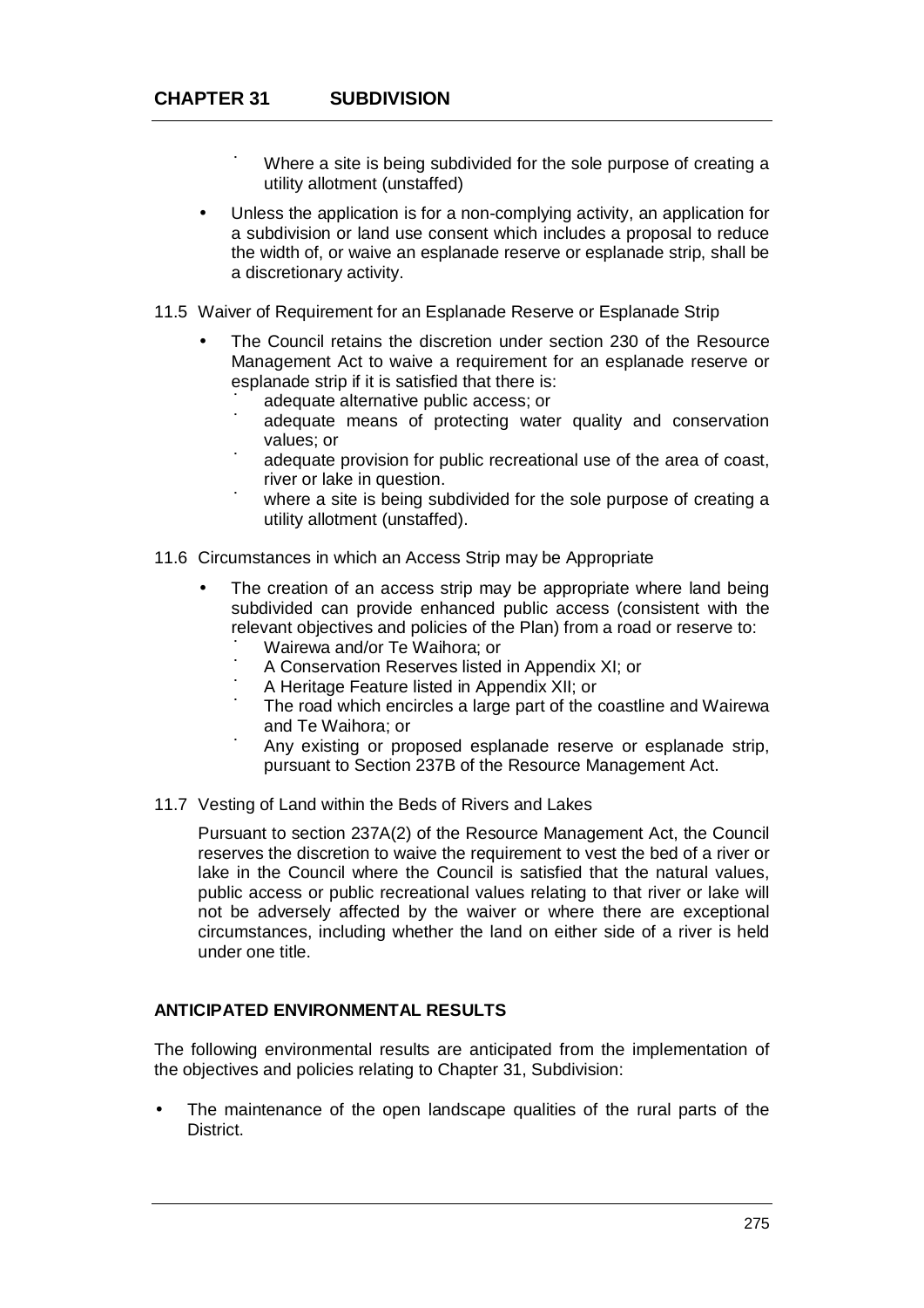- Where a site is being subdivided for the sole purpose of creating a utility allotment (unstaffed)

- Unless the application is for a non-complying activity, an application for a subdivision or land use consent which includes a proposal to reduce the width of, or waive an esplanade reserve or esplanade strip, shall be a discretionary activity.

11.5 Waiver of Requirement for an Esplanade Reserve or Esplanade Strip

- The Council retains the discretion under section 230 of the Resource Management Act to waive a requirement for an esplanade reserve or esplanade strip if it is satisfied that there is:
  - adequate alternative public access; or
  - adequate means of protecting water quality and conservation values; or
  - adequate provision for public recreational use of the area of coast, river or lake in question.
  - where a site is being subdivided for the sole purpose of creating a utility allotment (unstaffed).

11.6 Circumstances in which an Access Strip may be Appropriate

- The creation of an access strip may be appropriate where land being subdivided can provide enhanced public access (consistent with the relevant objectives and policies of the Plan) from a road or reserve to:
  - Wairewa and/or Te Waihora; or
  - A Conservation Reserves listed in Appendix XI; or
  - A Heritage Feature listed in Appendix XII; or
  - The road which encircles a large part of the coastline and Wairewa and Te Waihora; or
  - Any existing or proposed esplanade reserve or esplanade strip, pursuant to Section 237B of the Resource Management Act.

11.7 Vesting of Land within the Beds of Rivers and Lakes

Pursuant to section 237A(2) of the Resource Management Act, the Council reserves the discretion to waive the requirement to vest the bed of a river or lake in the Council where the Council is satisfied that the natural values, public access or public recreational values relating to that river or lake will not be adversely affected by the waiver or where there are exceptional circumstances, including whether the land on either side of a river is held under one title.

**ANTICIPATED ENVIRONMENTAL RESULTS**

The following environmental results are anticipated from the implementation of the objectives and policies relating to Chapter 31, Subdivision:

- The maintenance of the open landscape qualities of the rural parts of the District.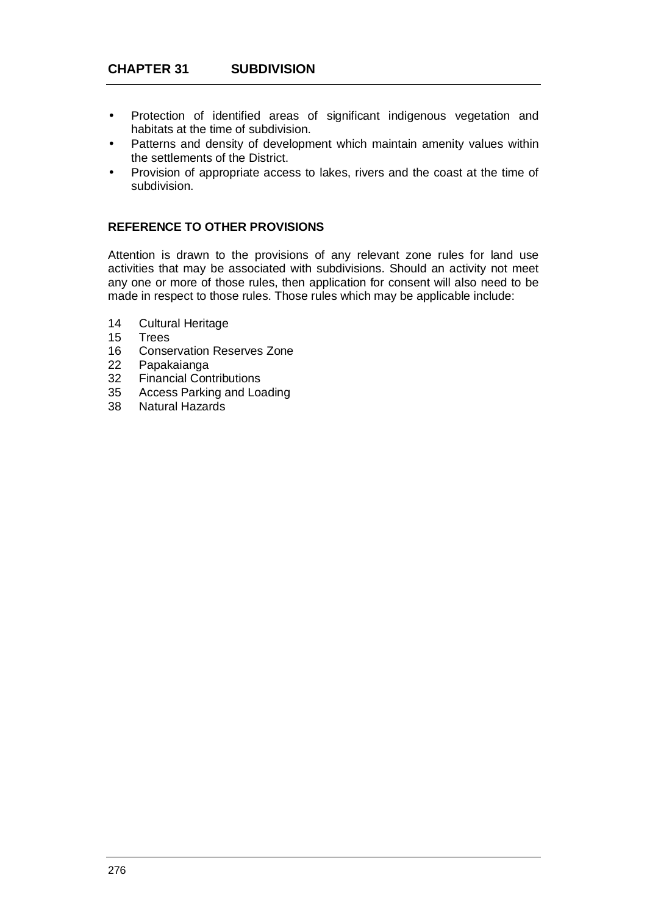- Protection of identified areas of significant indigenous vegetation and habitats at the time of subdivision.
- Patterns and density of development which maintain amenity values within the settlements of the District.
- Provision of appropriate access to lakes, rivers and the coast at the time of subdivision.

## REFERENCE TO OTHER PROVISIONS

Attention is drawn to the provisions of any relevant zone rules for land use activities that may be associated with subdivisions. Should an activity not meet any one or more of those rules, then application for consent will also need to be made in respect to those rules. Those rules which may be applicable include:

14 Cultural Heritage
15 Trees
16 Conservation Reserves Zone
22 Papakaianga
32 Financial Contributions
35 Access Parking and Loading
38 Natural Hazards